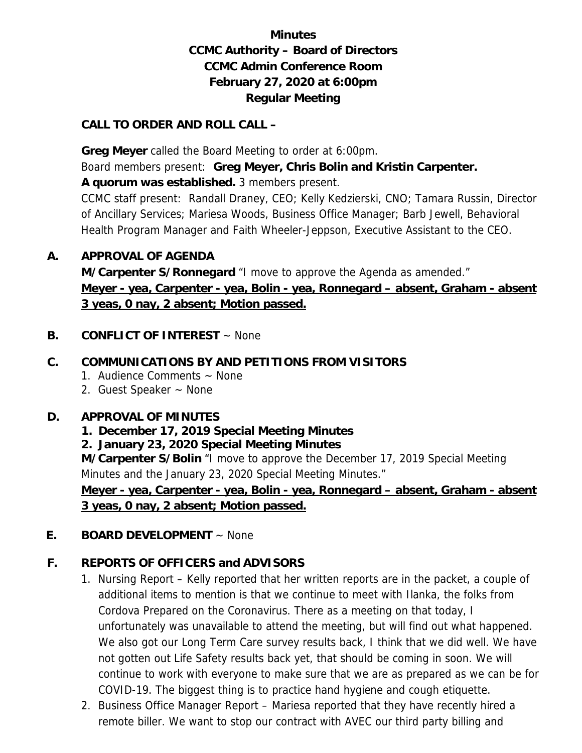**Minutes**
**CCMC Authority – Board of Directors**
**CCMC Admin Conference Room**
**February 27, 2020 at 6:00pm**
**Regular Meeting**

**CALL TO ORDER AND ROLL CALL –**

**Greg Meyer** called the Board Meeting to order at 6:00pm.
Board members present: **Greg Meyer, Chris Bolin and Kristin Carpenter.**
**A quorum was established.** 3 members present.
CCMC staff present: Randall Draney, CEO; Kelly Kedzierski, CNO; Tamara Russin, Director of Ancillary Services; Mariesa Woods, Business Office Manager; Barb Jewell, Behavioral Health Program Manager and Faith Wheeler-Jeppson, Executive Assistant to the CEO.

**A. APPROVAL OF AGENDA**

**M/Carpenter S/Ronnegard** "I move to approve the Agenda as amended."
**Meyer - yea, Carpenter - yea, Bolin - yea, Ronnegard – absent, Graham - absent**
**3 yeas, 0 nay, 2 absent; Motion passed.**

**B. CONFLICT OF INTEREST** ~ None

**C. COMMUNICATIONS BY AND PETITIONS FROM VISITORS**

1. Audience Comments ~ None
2. Guest Speaker ~ None

**D. APPROVAL OF MINUTES**

**1. December 17, 2019 Special Meeting Minutes**
**2. January 23, 2020 Special Meeting Minutes**

**M/Carpenter S/Bolin** "I move to approve the December 17, 2019 Special Meeting Minutes and the January 23, 2020 Special Meeting Minutes."
**Meyer - yea, Carpenter - yea, Bolin - yea, Ronnegard – absent, Graham - absent**
**3 yeas, 0 nay, 2 absent; Motion passed.**

**E. BOARD DEVELOPMENT** ~ None

**F. REPORTS OF OFFICERS and ADVISORS**

1. Nursing Report – Kelly reported that her written reports are in the packet, a couple of additional items to mention is that we continue to meet with Ilanka, the folks from Cordova Prepared on the Coronavirus. There as a meeting on that today, I unfortunately was unavailable to attend the meeting, but will find out what happened. We also got our Long Term Care survey results back, I think that we did well. We have not gotten out Life Safety results back yet, that should be coming in soon. We will continue to work with everyone to make sure that we are as prepared as we can be for COVID-19. The biggest thing is to practice hand hygiene and cough etiquette.
2. Business Office Manager Report – Mariesa reported that they have recently hired a remote biller. We want to stop our contract with AVEC our third party billing and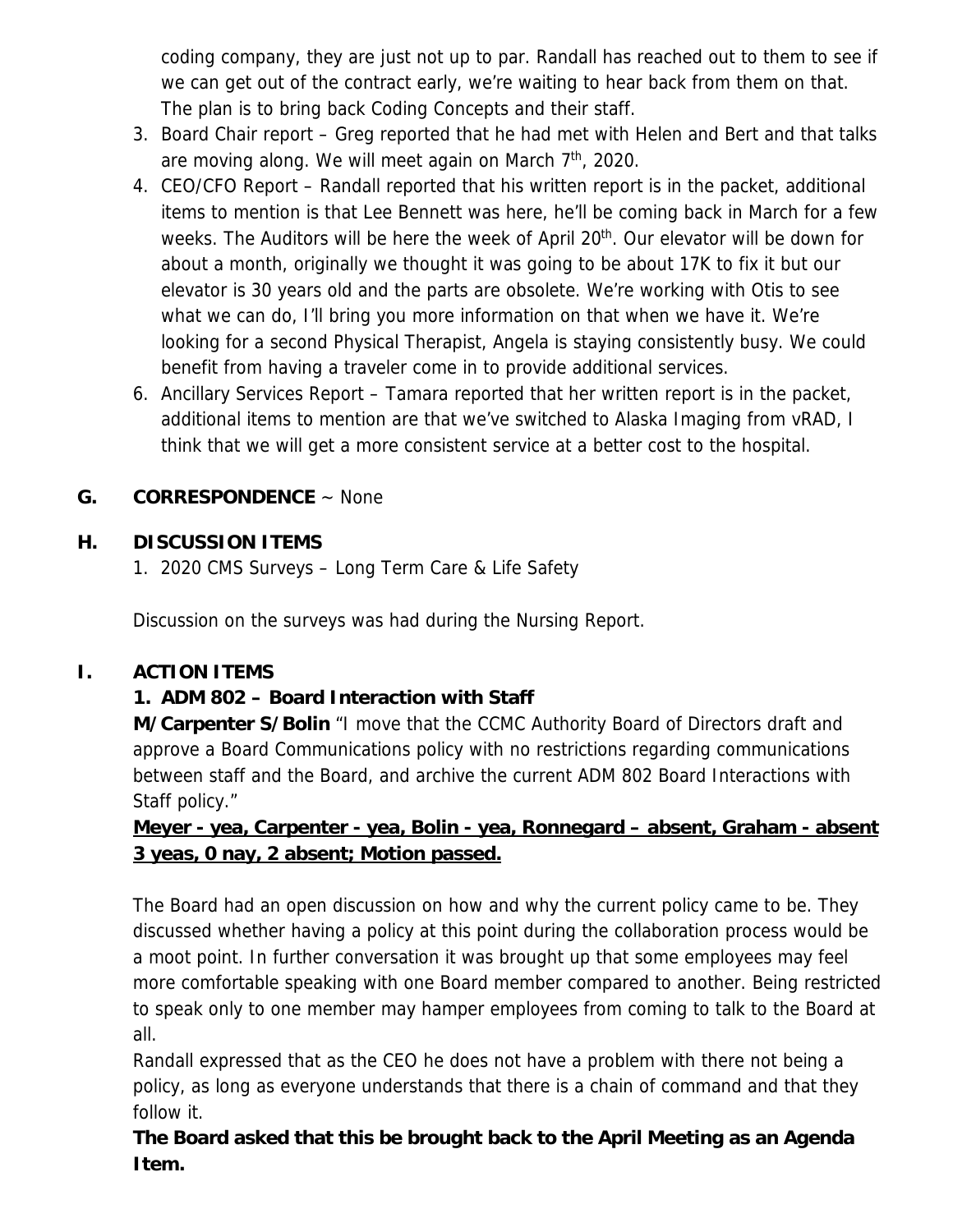coding company, they are just not up to par. Randall has reached out to them to see if we can get out of the contract early, we're waiting to hear back from them on that. The plan is to bring back Coding Concepts and their staff.

3. Board Chair report – Greg reported that he had met with Helen and Bert and that talks are moving along. We will meet again on March 7th, 2020.
4. CEO/CFO Report – Randall reported that his written report is in the packet, additional items to mention is that Lee Bennett was here, he'll be coming back in March for a few weeks. The Auditors will be here the week of April 20th. Our elevator will be down for about a month, originally we thought it was going to be about 17K to fix it but our elevator is 30 years old and the parts are obsolete. We're working with Otis to see what we can do, I'll bring you more information on that when we have it. We're looking for a second Physical Therapist, Angela is staying consistently busy. We could benefit from having a traveler come in to provide additional services.
6. Ancillary Services Report – Tamara reported that her written report is in the packet, additional items to mention are that we've switched to Alaska Imaging from vRAD, I think that we will get a more consistent service at a better cost to the hospital.

**G. CORRESPONDENCE** ~ None

**H. DISCUSSION ITEMS**

1. 2020 CMS Surveys – Long Term Care & Life Safety

Discussion on the surveys was had during the Nursing Report.

**I. ACTION ITEMS**

**1. ADM 802 – Board Interaction with Staff**

**M/Carpenter S/Bolin** "I move that the CCMC Authority Board of Directors draft and approve a Board Communications policy with no restrictions regarding communications between staff and the Board, and archive the current ADM 802 Board Interactions with Staff policy."

**<u>Meyer - yea, Carpenter - yea, Bolin - yea, Ronnegard – absent, Graham - absent 3 yeas, 0 nay, 2 absent; Motion passed.</u>**

The Board had an open discussion on how and why the current policy came to be. They discussed whether having a policy at this point during the collaboration process would be a moot point. In further conversation it was brought up that some employees may feel more comfortable speaking with one Board member compared to another. Being restricted to speak only to one member may hamper employees from coming to talk to the Board at all.

Randall expressed that as the CEO he does not have a problem with there not being a policy, as long as everyone understands that there is a chain of command and that they follow it.

**The Board asked that this be brought back to the April Meeting as an Agenda Item.**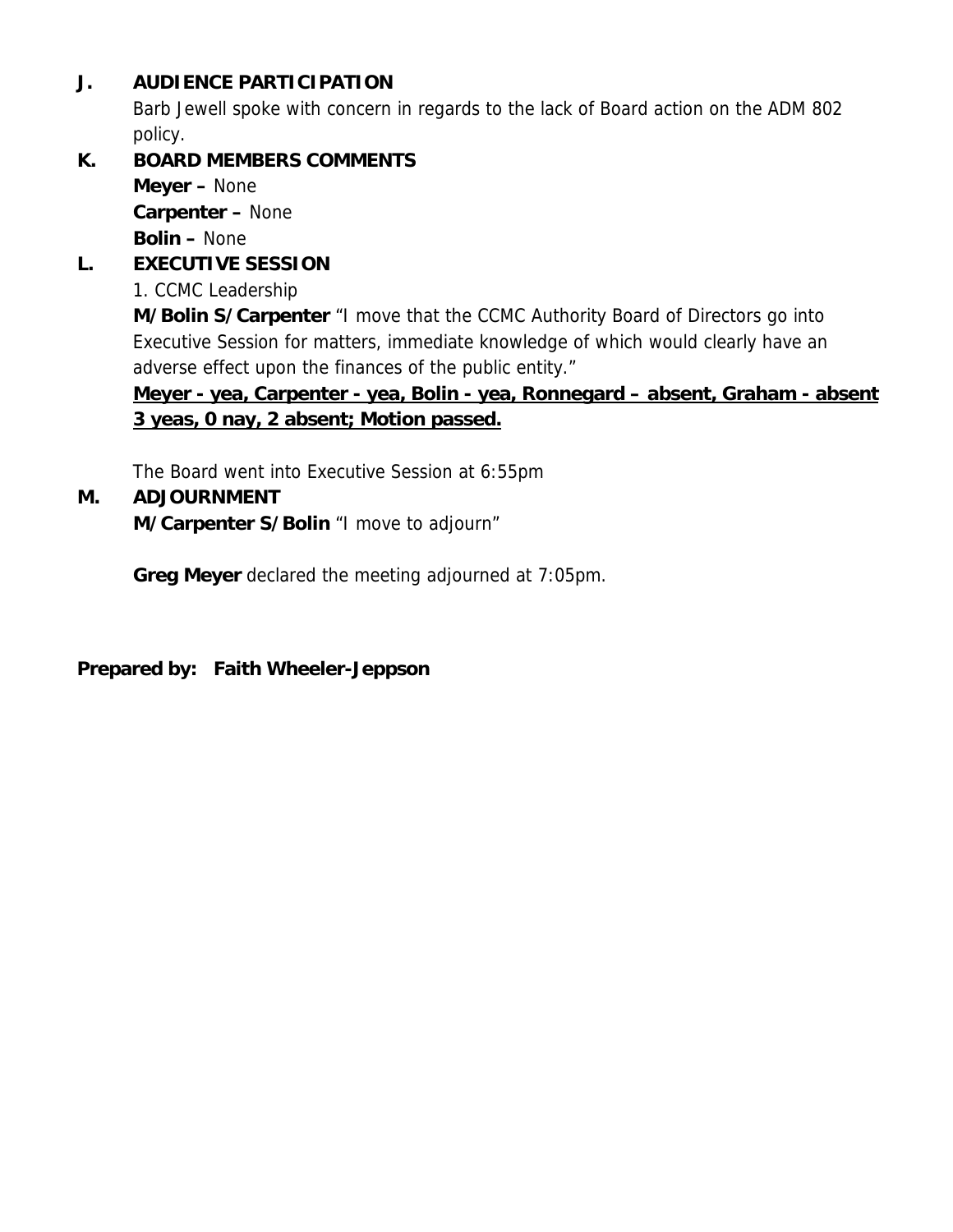## J. AUDIENCE PARTICIPATION

Barb Jewell spoke with concern in regards to the lack of Board action on the ADM 802 policy.

## K. BOARD MEMBERS COMMENTS

**Meyer –** None

**Carpenter –** None

**Bolin –** None

## L. EXECUTIVE SESSION

1. CCMC Leadership

**M/Bolin S/Carpenter** "I move that the CCMC Authority Board of Directors go into Executive Session for matters, immediate knowledge of which would clearly have an adverse effect upon the finances of the public entity."

**Meyer - yea, Carpenter - yea, Bolin - yea, Ronnegard – absent, Graham - absent**
**3 yeas, 0 nay, 2 absent; Motion passed.**

The Board went into Executive Session at 6:55pm

## M. ADJOURNMENT

**M/Carpenter S/Bolin** "I move to adjourn"

**Greg Meyer** declared the meeting adjourned at 7:05pm.

**Prepared by: Faith Wheeler-Jeppson**